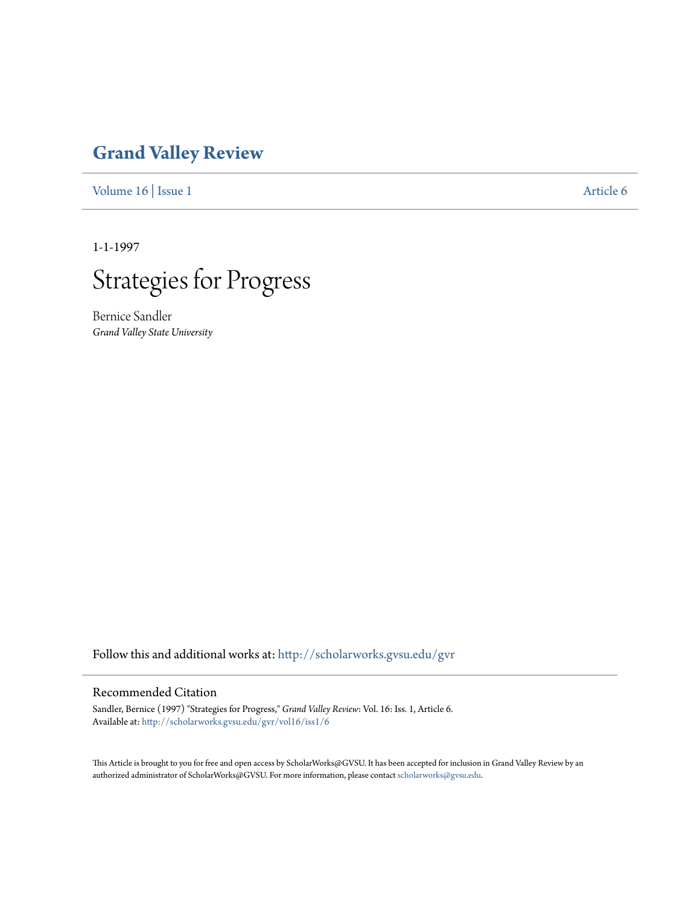# Grand Valley Review

Volume 16 | Issue 1 Article 6

1-1-1997

# Strategies for Progress

Bernice Sandler
*Grand Valley State University*

Follow this and additional works at: http://scholarworks.gvsu.edu/gvr

## Recommended Citation

Sandler, Bernice (1997) "Strategies for Progress," *Grand Valley Review*: Vol. 16: Iss. 1, Article 6.
Available at: http://scholarworks.gvsu.edu/gvr/vol16/iss1/6

This Article is brought to you for free and open access by ScholarWorks@GVSU. It has been accepted for inclusion in Grand Valley Review by an authorized administrator of ScholarWorks@GVSU. For more information, please contact scholarworks@gvsu.edu.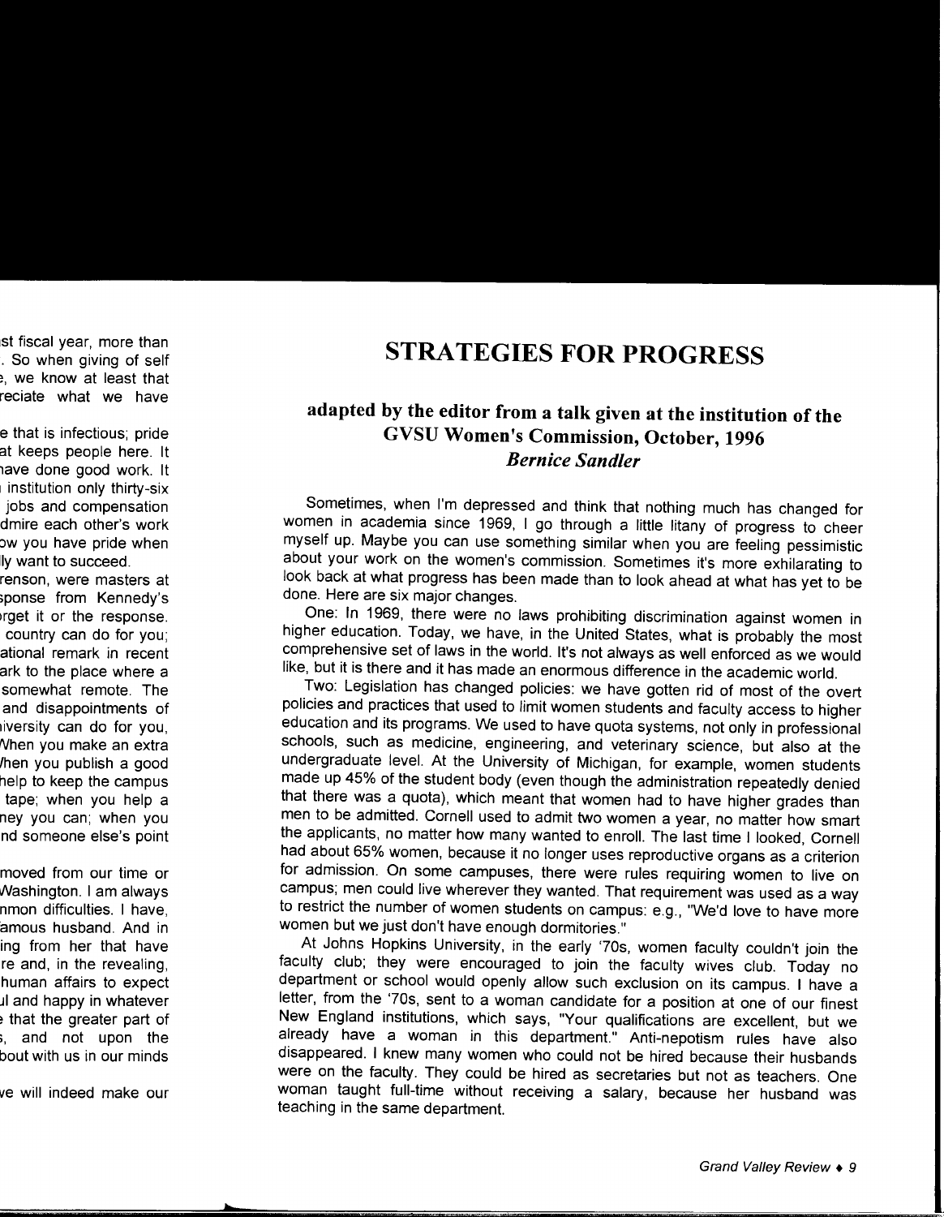# STRATEGIES FOR PROGRESS

## adapted by the editor from a talk given at the institution of the GVSU Women's Commission, October, 1996

### *Bernice Sandler*

Sometimes, when I'm depressed and think that nothing much has changed for women in academia since 1969, I go through a little litany of progress to cheer myself up. Maybe you can use something similar when you are feeling pessimistic about your work on the women's commission. Sometimes it's more exhilarating to look back at what progress has been made than to look ahead at what has yet to be done. Here are six major changes.

One: In 1969, there were no laws prohibiting discrimination against women in higher education. Today, we have, in the United States, what is probably the most comprehensive set of laws in the world. It's not always as well enforced as we would like, but it is there and it has made an enormous difference in the academic world.

Two: Legislation has changed policies: we have gotten rid of most of the overt policies and practices that used to limit women students and faculty access to higher education and its programs. We used to have quota systems, not only in professional schools, such as medicine, engineering, and veterinary science, but also at the undergraduate level. At the University of Michigan, for example, women students made up 45% of the student body (even though the administration repeatedly denied that there was a quota), which meant that women had to have higher grades than men to be admitted. Cornell used to admit two women a year, no matter how smart the applicants, no matter how many wanted to enroll. The last time I looked, Cornell had about 65% women, because it no longer uses reproductive organs as a criterion for admission. On some campuses, there were rules requiring women to live on campus; men could live wherever they wanted. That requirement was used as a way to restrict the number of women students on campus: e.g., "We'd love to have more women but we just don't have enough dormitories."

At Johns Hopkins University, in the early '70s, women faculty couldn't join the faculty club; they were encouraged to join the faculty wives club. Today no department or school would openly allow such exclusion on its campus. I have a letter, from the '70s, sent to a woman candidate for a position at one of our finest New England institutions, which says, "Your qualifications are excellent, but we already have a woman in this department." Anti-nepotism rules have also disappeared. I knew many women who could not be hired because their husbands were on the faculty. They could be hired as secretaries but not as teachers. One woman taught full-time without receiving a salary, because her husband was teaching in the same department.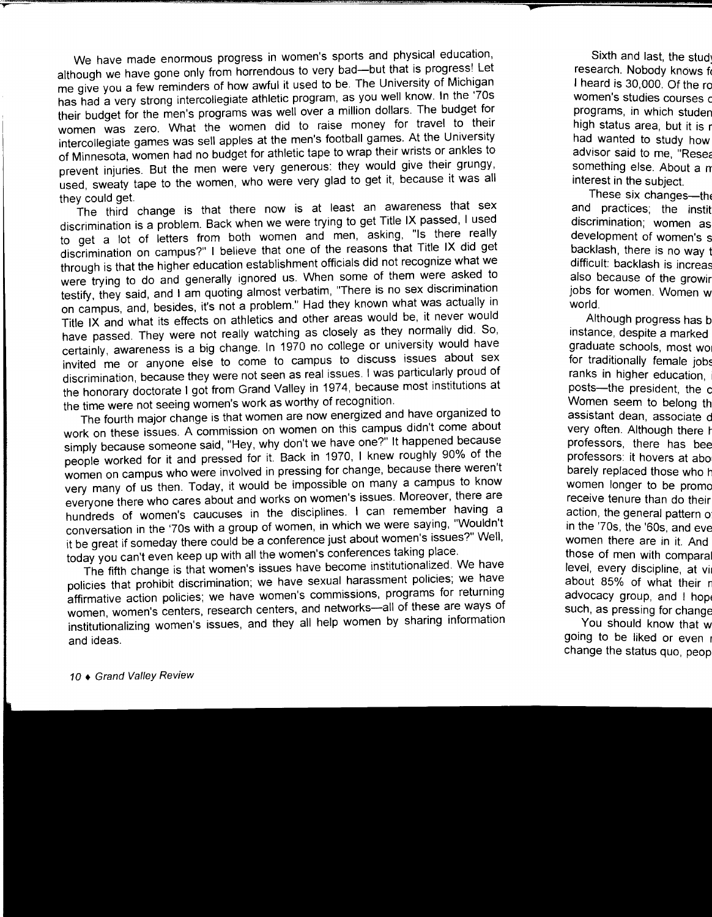We have made enormous progress in women's sports and physical education, although we have gone only from horrendous to very bad—but that is progress! Let me give you a few reminders of how awful it used to be. The University of Michigan has had a very strong intercollegiate athletic program, as you well know. In the '70s their budget for the men's programs was well over a million dollars. The budget for women was zero. What the women did to raise money for travel to their intercollegiate games was sell apples at the men's football games. At the University of Minnesota, women had no budget for athletic tape to wrap their wrists or ankles to prevent injuries. But the men were very generous: they would give their grungy, used, sweaty tape to the women, who were very glad to get it, because it was all they could get.

The third change is that there now is at least an awareness that sex discrimination is a problem. Back when we were trying to get Title IX passed, I used to get a lot of letters from both women and men, asking, "Is there really discrimination on campus?" I believe that one of the reasons that Title IX did get through is that the higher education establishment officials did not recognize what we were trying to do and generally ignored us. When some of them were asked to testify, they said, and I am quoting almost verbatim, "There is no sex discrimination on campus, and, besides, it's not a problem." Had they known what was actually in Title IX and what its effects on athletics and other areas would be, it never would have passed. They were not really watching as closely as they normally did. So, certainly, awareness is a big change. In 1970 no college or university would have invited me or anyone else to come to campus to discuss issues about sex discrimination, because they were not seen as real issues. I was particularly proud of the honorary doctorate I got from Grand Valley in 1974, because most institutions at the time were not seeing women's work as worthy of recognition.

The fourth major change is that women are now energized and have organized to work on these issues. A commission on women on this campus didn't come about simply because someone said, "Hey, why don't we have one?" It happened because people worked for it and pressed for it. Back in 1970, I knew roughly 90% of the women on campus who were involved in pressing for change, because there weren't very many of us then. Today, it would be impossible on many a campus to know everyone there who cares about and works on women's issues. Moreover, there are hundreds of women's caucuses in the disciplines. I can remember having a conversation in the '70s with a group of women, in which we were saying, "Wouldn't it be great if someday there could be a conference just about women's issues?" Well, today you can't even keep up with all the women's conferences taking place.

The fifth change is that women's issues have become institutionalized. We have policies that prohibit discrimination; we have sexual harassment policies; we have affirmative action policies; we have women's commissions, programs for returning women, women's centers, research centers, and networks—all of these are ways of institutionalizing women's issues, and they all help women by sharing information and ideas.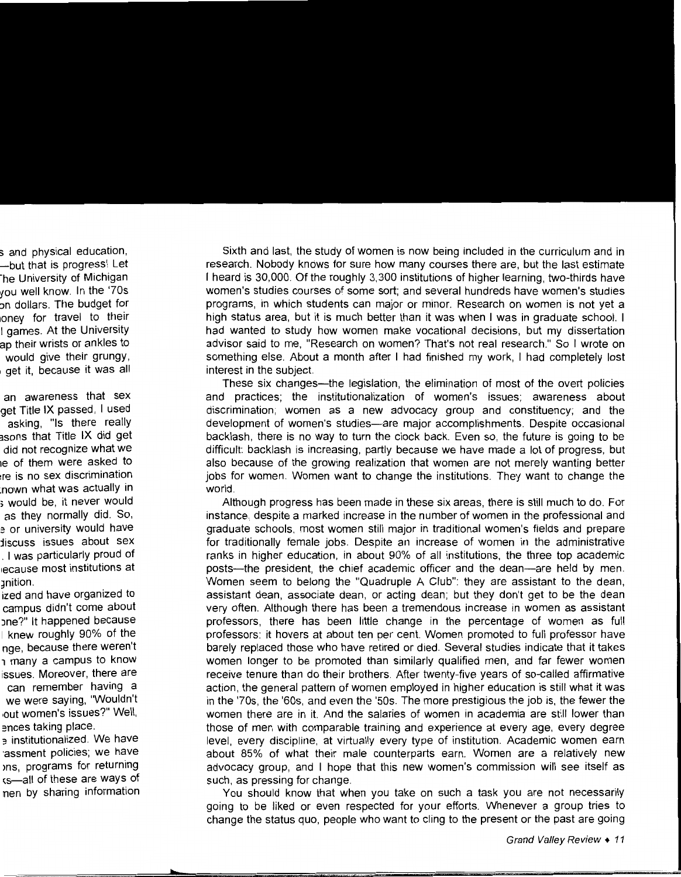Sixth and last, the study of women is now being included in the curriculum and in research. Nobody knows for sure how many courses there are, but the last estimate I heard is 30,000. Of the roughly 3,300 institutions of higher learning, two-thirds have women's studies courses of some sort; and several hundreds have women's studies programs, in which students can major or minor. Research on women is not yet a high status area, but it is much better than it was when I was in graduate school. I had wanted to study how women make vocational decisions, but my dissertation advisor said to me, "Research on women? That's not real research." So I wrote on something else. About a month after I had finished my work, I had completely lost interest in the subject.

These six changes—the legislation, the elimination of most of the overt policies and practices; the institutionalization of women's issues; awareness about discrimination; women as a new advocacy group and constituency; and the development of women's studies—are major accomplishments. Despite occasional backlash, there is no way to turn the clock back. Even so, the future is going to be difficult: backlash is increasing, partly because we have made a lot of progress, but also because of the growing realization that women are not merely wanting better jobs for women. Women want to change the institutions. They want to change the world.

Although progress has been made in these six areas, there is still much to do. For instance, despite a marked increase in the number of women in the professional and graduate schools, most women still major in traditional women's fields and prepare for traditionally female jobs. Despite an increase of women in the administrative ranks in higher education, in about 90% of all institutions, the three top academic posts—the president, the chief academic officer and the dean—are held by men. Women seem to belong the "Quadruple A Club": they are assistant to the dean, assistant dean, associate dean, or acting dean; but they don't get to be the dean very often. Although there has been a tremendous increase in women as assistant professors, there has been little change in the percentage of women as full professors: it hovers at about ten per cent. Women promoted to full professor have barely replaced those who have retired or died. Several studies indicate that it takes women longer to be promoted than similarly qualified men, and far fewer women receive tenure than do their brothers. After twenty-five years of so-called affirmative action, the general pattern of women employed in higher education is still what it was in the '70s, the '60s, and even the '50s. The more prestigious the job is, the fewer the women there are in it. And the salaries of women in academia are still lower than those of men with comparable training and experience at every age, every degree level, every discipline, at virtually every type of institution. Academic women earn about 85% of what their male counterparts earn. Women are a relatively new advocacy group, and I hope that this new women's commission will see itself as such, as pressing for change.

You should know that when you take on such a task you are not necessarily going to be liked or even respected for your efforts. Whenever a group tries to change the status quo, people who want to cling to the present or the past are going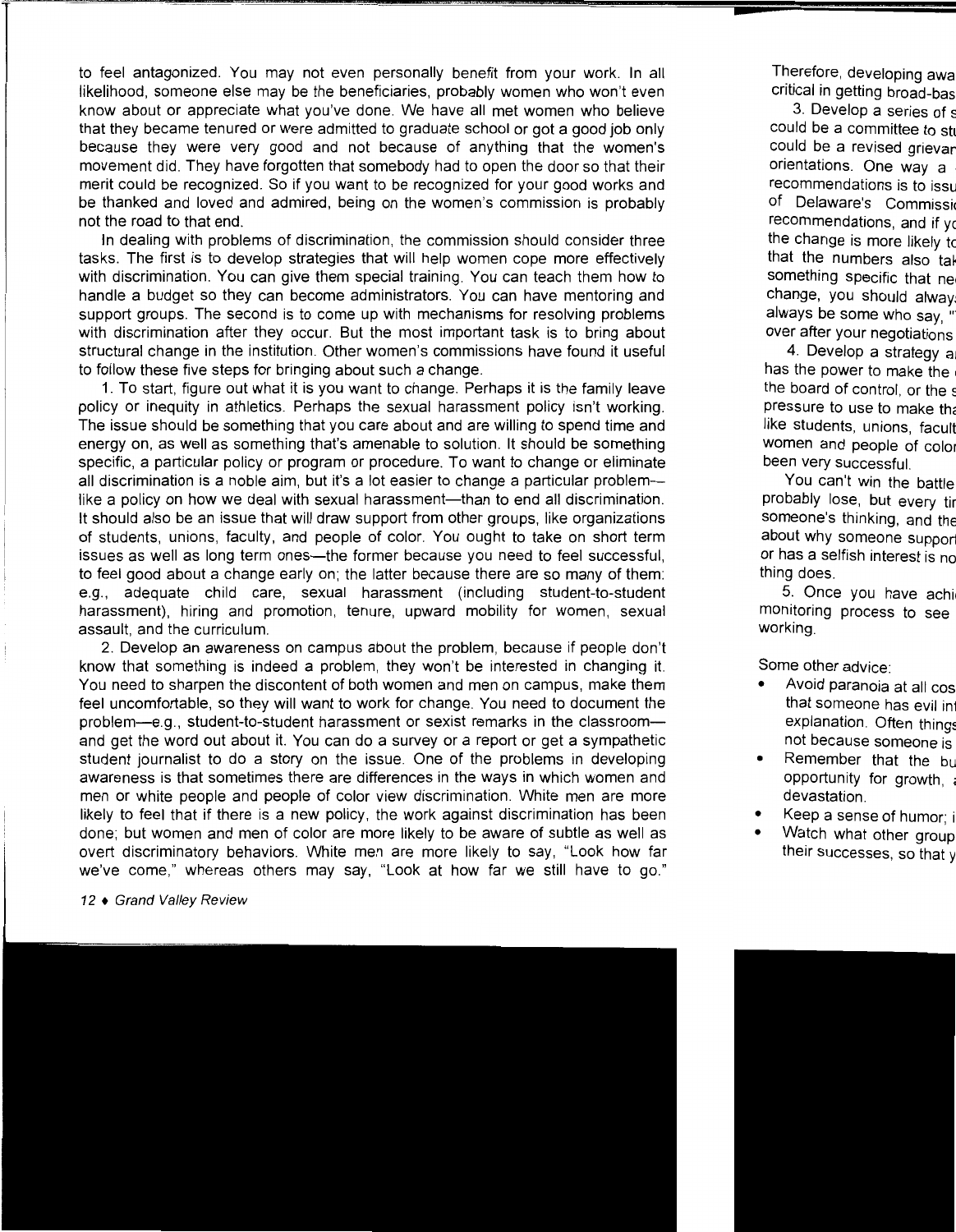to feel antagonized. You may not even personally benefit from your work. In all likelihood, someone else may be the beneficiaries, probably women who won't even know about or appreciate what you've done. We have all met women who believe that they became tenured or were admitted to graduate school or got a good job only because they were very good and not because of anything that the women's movement did. They have forgotten that somebody had to open the door so that their merit could be recognized. So if you want to be recognized for your good works and be thanked and loved and admired, being on the women's commission is probably not the road to that end.

In dealing with problems of discrimination, the commission should consider three tasks. The first is to develop strategies that will help women cope more effectively with discrimination. You can give them special training. You can teach them how to handle a budget so they can become administrators. You can have mentoring and support groups. The second is to come up with mechanisms for resolving problems with discrimination after they occur. But the most important task is to bring about structural change in the institution. Other women's commissions have found it useful to follow these five steps for bringing about such a change.

1. To start, figure out what it is you want to change. Perhaps it is the family leave policy or inequity in athletics. Perhaps the sexual harassment policy isn't working. The issue should be something that you care about and are willing to spend time and energy on, as well as something that's amenable to solution. It should be something specific, a particular policy or program or procedure. To want to change or eliminate all discrimination is a noble aim, but it's a lot easier to change a particular problem—like a policy on how we deal with sexual harassment—than to end all discrimination. It should also be an issue that will draw support from other groups, like organizations of students, unions, faculty, and people of color. You ought to take on short term issues as well as long term ones—the former because you need to feel successful, to feel good about a change early on; the latter because there are so many of them: e.g., adequate child care, sexual harassment (including student-to-student harassment), hiring and promotion, tenure, upward mobility for women, sexual assault, and the curriculum.

2. Develop an awareness on campus about the problem, because if people don't know that something is indeed a problem, they won't be interested in changing it. You need to sharpen the discontent of both women and men on campus, make them feel uncomfortable, so they will want to work for change. You need to document the problem—e.g., student-to-student harassment or sexist remarks in the classroom—and get the word out about it. You can do a survey or a report or get a sympathetic student journalist to do a story on the issue. One of the problems in developing awareness is that sometimes there are differences in the ways in which women and men or white people and people of color view discrimination. White men are more likely to feel that if there is a new policy, the work against discrimination has been done; but women and men of color are more likely to be aware of subtle as well as overt discriminatory behaviors. White men are more likely to say, "Look how far we've come," whereas others may say, "Look at how far we still have to go." Therefore, developing awa... critical in getting broad-bas...

3. Develop a series of s... could be a committee to st... could be a revised grievar... orientations. One way a ... recommendations is to issu... of Delaware's Commissi... recommendations, and if yo... the change is more likely to... that the numbers also tak... something specific that ne... change, you should alway... always be some who say, "... over after your negotiations...

4. Develop a strategy a... has the power to make the ... the board of control, or the s... pressure to use to make tha... like students, unions, facult... women and people of color... been very successful.

You can't win the battle... probably lose, but every tim... someone's thinking, and the... about why someone support... or has a selfish interest is no... thing does.

5. Once you have achi... monitoring process to see ... working.

Some other advice:

- Avoid paranoia at all cos... that someone has evil in... explanation. Often things... not because someone is ...
- Remember that the bu... opportunity for growth, ... devastation.
- Keep a sense of humor; i...
- Watch what other group... their successes, so that y...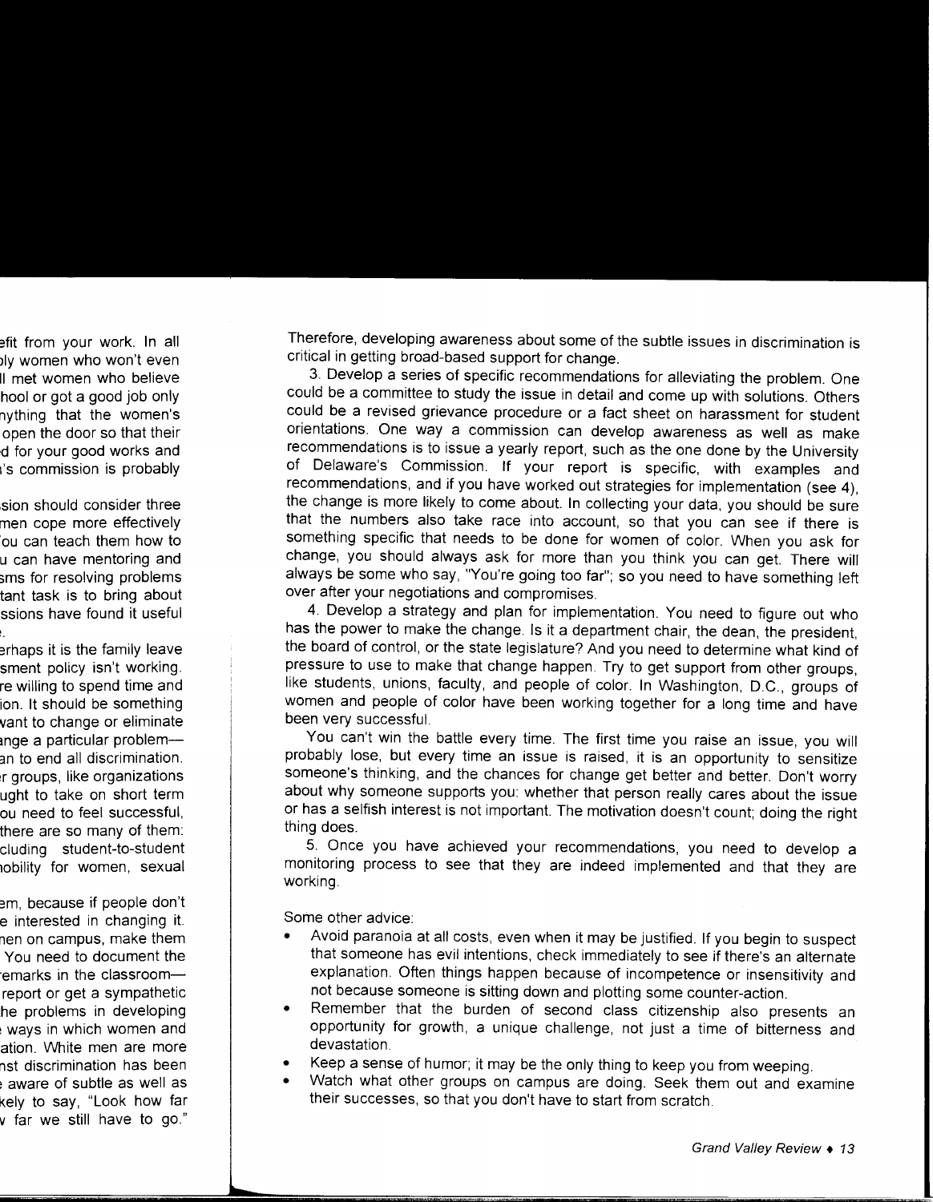Therefore, developing awareness about some of the subtle issues in discrimination is critical in getting broad-based support for change.

3. Develop a series of specific recommendations for alleviating the problem. One could be a committee to study the issue in detail and come up with solutions. Others could be a revised grievance procedure or a fact sheet on harassment for student orientations. One way a commission can develop awareness as well as make recommendations is to issue a yearly report, such as the one done by the University of Delaware's Commission. If your report is specific, with examples and recommendations, and if you have worked out strategies for implementation (see 4), the change is more likely to come about. In collecting your data, you should be sure that the numbers also take race into account, so that you can see if there is something specific that needs to be done for women of color. When you ask for change, you should always ask for more than you think you can get. There will always be some who say, "You're going too far"; so you need to have something left over after your negotiations and compromises.

4. Develop a strategy and plan for implementation. You need to figure out who has the power to make the change. Is it a department chair, the dean, the president, the board of control, or the state legislature? And you need to determine what kind of pressure to use to make that change happen. Try to get support from other groups, like students, unions, faculty, and people of color. In Washington, D.C., groups of women and people of color have been working together for a long time and have been very successful.

You can't win the battle every time. The first time you raise an issue, you will probably lose, but every time an issue is raised, it is an opportunity to sensitize someone's thinking, and the chances for change get better and better. Don't worry about why someone supports you: whether that person really cares about the issue or has a selfish interest is not important. The motivation doesn't count; doing the right thing does.

5. Once you have achieved your recommendations, you need to develop a monitoring process to see that they are indeed implemented and that they are working.

Some other advice:

- Avoid paranoia at all costs, even when it may be justified. If you begin to suspect that someone has evil intentions, check immediately to see if there's an alternate explanation. Often things happen because of incompetence or insensitivity and not because someone is sitting down and plotting some counter-action.
- Remember that the burden of second class citizenship also presents an opportunity for growth, a unique challenge, not just a time of bitterness and devastation.
- Keep a sense of humor; it may be the only thing to keep you from weeping.
- Watch what other groups on campus are doing. Seek them out and examine their successes, so that you don't have to start from scratch.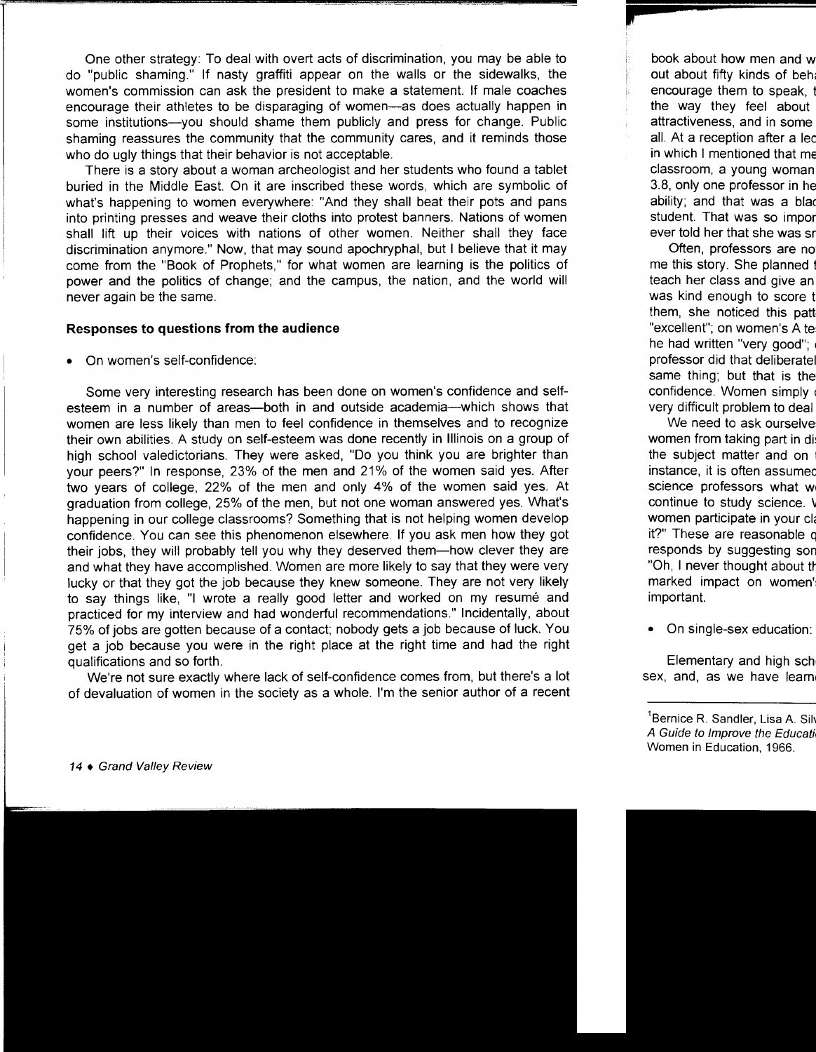One other strategy: To deal with overt acts of discrimination, you may be able to do "public shaming." If nasty graffiti appear on the walls or the sidewalks, the women's commission can ask the president to make a statement. If male coaches encourage their athletes to be disparaging of women—as does actually happen in some institutions—you should shame them publicly and press for change. Public shaming reassures the community that the community cares, and it reminds those who do ugly things that their behavior is not acceptable.

There is a story about a woman archeologist and her students who found a tablet buried in the Middle East. On it are inscribed these words, which are symbolic of what's happening to women everywhere: "And they shall beat their pots and pans into printing presses and weave their cloths into protest banners. Nations of women shall lift up their voices with nations of other women. Neither shall they face discrimination anymore." Now, that may sound apochryphal, but I believe that it may come from the "Book of Prophets," for what women are learning is the politics of power and the politics of change; and the campus, the nation, and the world will never again be the same.

**Responses to questions from the audience**

- On women's self-confidence:

Some very interesting research has been done on women's confidence and self-esteem in a number of areas—both in and outside academia—which shows that women are less likely than men to feel confidence in themselves and to recognize their own abilities. A study on self-esteem was done recently in Illinois on a group of high school valedictorians. They were asked, "Do you think you are brighter than your peers?" In response, 23% of the men and 21% of the women said yes. After two years of college, 22% of the men and only 4% of the women said yes. At graduation from college, 25% of the men, but not one woman answered yes. What's happening in our college classrooms? Something that is not helping women develop confidence. You can see this phenomenon elsewhere. If you ask men how they got their jobs, they will probably tell you why they deserved them—how clever they are and what they have accomplished. Women are more likely to say that they were very lucky or that they got the job because they knew someone. They are not very likely to say things like, "I wrote a really good letter and worked on my resumé and practiced for my interview and had wonderful recommendations." Incidentally, about 75% of jobs are gotten because of a contact; nobody gets a job because of luck. You get a job because you were in the right place at the right time and had the right qualifications and so forth.

We're not sure exactly where lack of self-confidence comes from, but there's a lot of devaluation of women in the society as a whole. I'm the senior author of a recent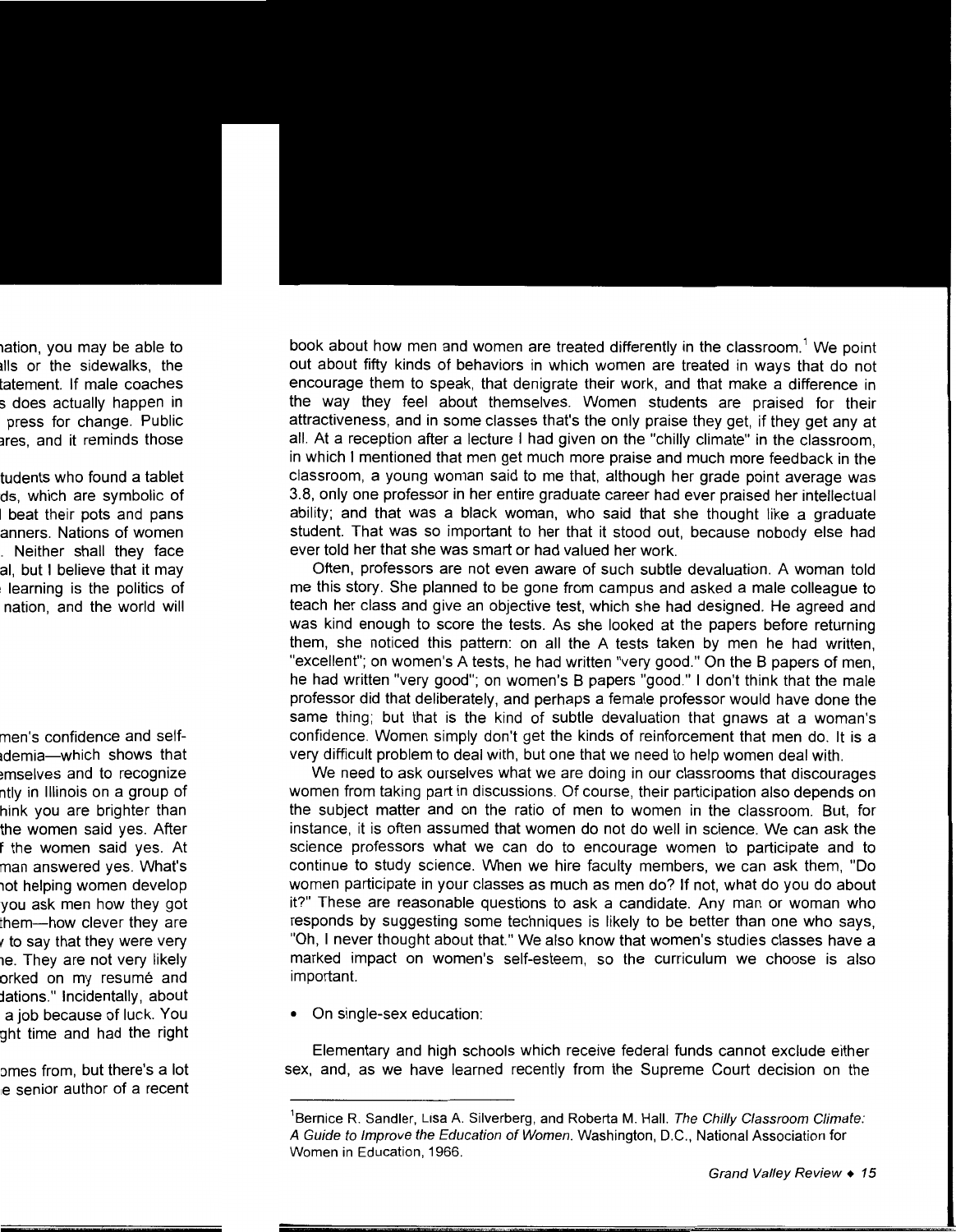book about how men and women are treated differently in the classroom.[1] We point out about fifty kinds of behaviors in which women are treated in ways that do not encourage them to speak, that denigrate their work, and that make a difference in the way they feel about themselves. Women students are praised for their attractiveness, and in some classes that's the only praise they get, if they get any at all. At a reception after a lecture I had given on the "chilly climate" in the classroom, in which I mentioned that men get much more praise and much more feedback in the classroom, a young woman said to me that, although her grade point average was 3.8, only one professor in her entire graduate career had ever praised her intellectual ability; and that was a black woman, who said that she thought like a graduate student. That was so important to her that it stood out, because nobody else had ever told her that she was smart or had valued her work.

Often, professors are not even aware of such subtle devaluation. A woman told me this story. She planned to be gone from campus and asked a male colleague to teach her class and give an objective test, which she had designed. He agreed and was kind enough to score the tests. As she looked at the papers before returning them, she noticed this pattern: on all the A tests taken by men he had written, "excellent"; on women's A tests, he had written "very good." On the B papers of men, he had written "very good"; on women's B papers "good." I don't think that the male professor did that deliberately, and perhaps a female professor would have done the same thing; but that is the kind of subtle devaluation that gnaws at a woman's confidence. Women simply don't get the kinds of reinforcement that men do. It is a very difficult problem to deal with, but one that we need to help women deal with.

We need to ask ourselves what we are doing in our classrooms that discourages women from taking part in discussions. Of course, their participation also depends on the subject matter and on the ratio of men to women in the classroom. But, for instance, it is often assumed that women do not do well in science. We can ask the science professors what we can do to encourage women to participate and to continue to study science. When we hire faculty members, we can ask them, "Do women participate in your classes as much as men do? If not, what do you do about it?" These are reasonable questions to ask a candidate. Any man or woman who responds by suggesting some techniques is likely to be better than one who says, "Oh, I never thought about that." We also know that women's studies classes have a marked impact on women's self-esteem, so the curriculum we choose is also important.

- On single-sex education:

Elementary and high schools which receive federal funds cannot exclude either sex, and, as we have learned recently from the Supreme Court decision on the

---

[1] Bernice R. Sandler, Lisa A. Silverberg, and Roberta M. Hall. *The Chilly Classroom Climate: A Guide to Improve the Education of Women*. Washington, D.C., National Association for Women in Education, 1966.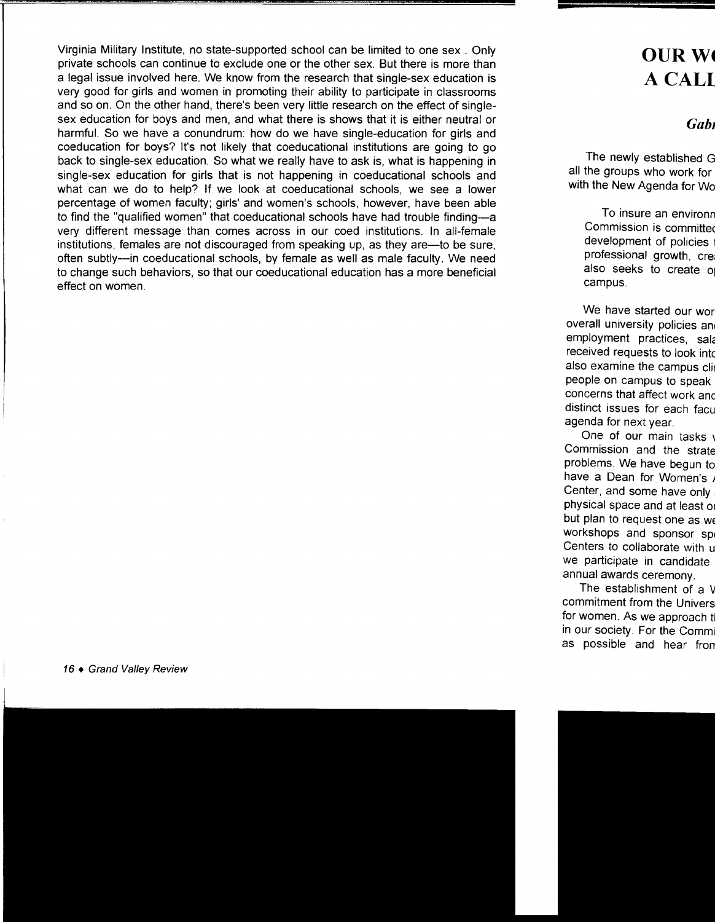Virginia Military Institute, no state-supported school can be limited to one sex . Only private schools can continue to exclude one or the other sex. But there is more than a legal issue involved here. We know from the research that single-sex education is very good for girls and women in promoting their ability to participate in classrooms and so on. On the other hand, there's been very little research on the effect of single-sex education for boys and men, and what there is shows that it is either neutral or harmful. So we have a conundrum: how do we have single-education for girls and coeducation for boys? It's not likely that coeducational institutions are going to go back to single-sex education. So what we really have to ask is, what is happening in single-sex education for girls that is not happening in coeducational schools and what can we do to help? If we look at coeducational schools, we see a lower percentage of women faculty; girls' and women's schools, however, have been able to find the "qualified women" that coeducational schools have had trouble finding—a very different message than comes across in our coed institutions. In all-female institutions, females are not discouraged from speaking up, as they are—to be sure, often subtly—in coeducational schools, by female as well as male faculty. We need to change such behaviors, so that our coeducational education has a more beneficial effect on women.